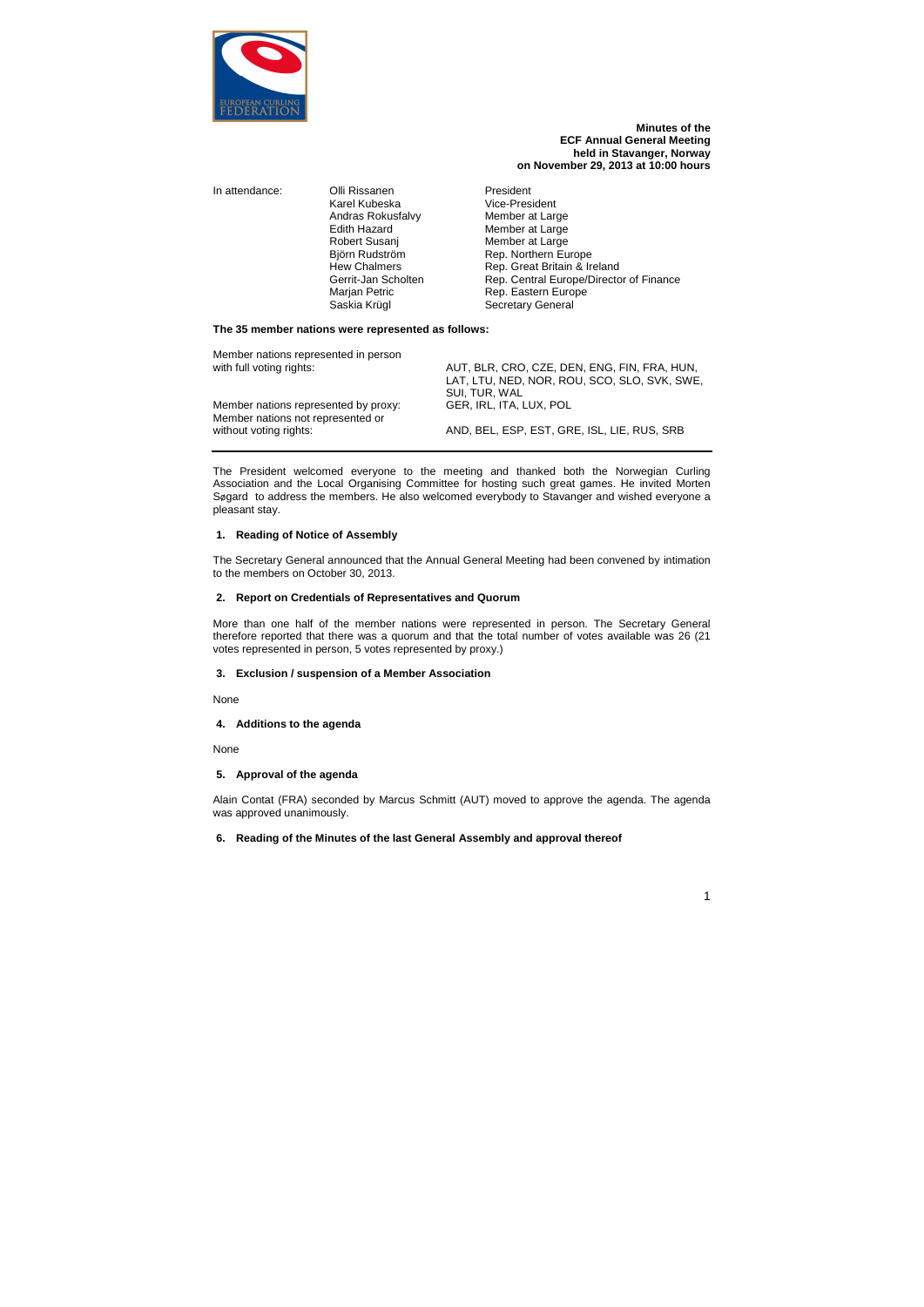**Minutes of the**
**ECF Annual General Meeting**
**held in Stavanger, Norway**
**on November 29, 2013 at 10:00 hours**

| | | |
|---|---|---|
| In attendance: | Olli Rissanen | President |
| | Karel Kubeska | Vice-President |
| | Andras Rokusfalvy | Member at Large |
| | Edith Hazard | Member at Large |
| | Robert Susanj | Member at Large |
| | Björn Rudström | Rep. Northern Europe |
| | Hew Chalmers | Rep. Great Britain & Ireland |
| | Gerrit-Jan Scholten | Rep. Central Europe/Director of Finance |
| | Marjan Petric | Rep. Eastern Europe |
| | Saskia Krügl | Secretary General |

**The 35 member nations were represented as follows:**

| | |
|---|---|
| Member nations represented in person with full voting rights: | AUT, BLR, CRO, CZE, DEN, ENG, FIN, FRA, HUN, LAT, LTU, NED, NOR, ROU, SCO, SLO, SVK, SWE, SUI, TUR, WAL |
| Member nations represented by proxy: | GER, IRL, ITA, LUX, POL |
| Member nations not represented or without voting rights: | AND, BEL, ESP, EST, GRE, ISL, LIE, RUS, SRB |

---

The President welcomed everyone to the meeting and thanked both the Norwegian Curling Association and the Local Organising Committee for hosting such great games. He invited Morten Søgard to address the members. He also welcomed everybody to Stavanger and wished everyone a pleasant stay.

**1. Reading of Notice of Assembly**

The Secretary General announced that the Annual General Meeting had been convened by intimation to the members on October 30, 2013.

**2. Report on Credentials of Representatives and Quorum**

More than one half of the member nations were represented in person. The Secretary General therefore reported that there was a quorum and that the total number of votes available was 26 (21 votes represented in person, 5 votes represented by proxy.)

**3. Exclusion / suspension of a Member Association**

None

**4. Additions to the agenda**

None

**5. Approval of the agenda**

Alain Contat (FRA) seconded by Marcus Schmitt (AUT) moved to approve the agenda. The agenda was approved unanimously.

**6. Reading of the Minutes of the last General Assembly and approval thereof**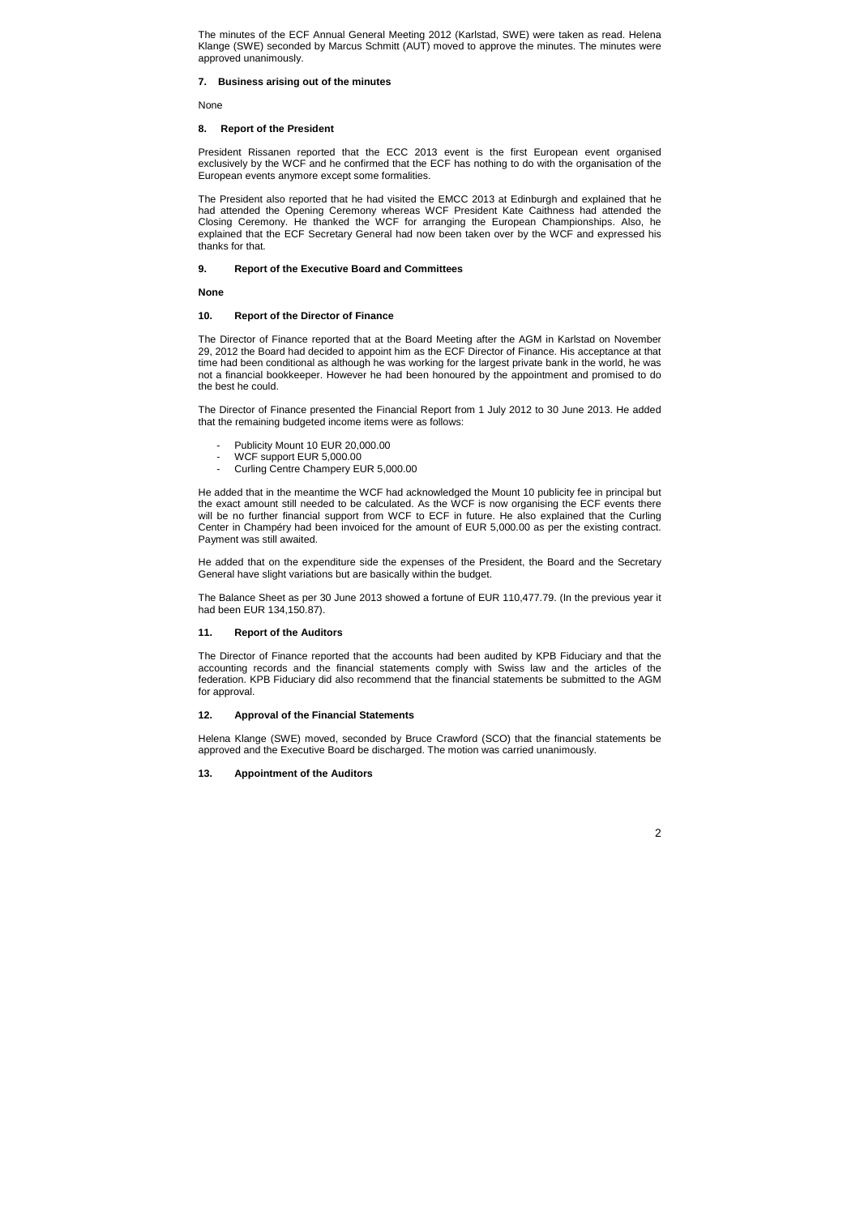The minutes of the ECF Annual General Meeting 2012 (Karlstad, SWE) were taken as read. Helena Klange (SWE) seconded by Marcus Schmitt (AUT) moved to approve the minutes. The minutes were approved unanimously.

### 7. Business arising out of the minutes

None

### 8. Report of the President

President Rissanen reported that the ECC 2013 event is the first European event organised exclusively by the WCF and he confirmed that the ECF has nothing to do with the organisation of the European events anymore except some formalities.

The President also reported that he had visited the EMCC 2013 at Edinburgh and explained that he had attended the Opening Ceremony whereas WCF President Kate Caithness had attended the Closing Ceremony. He thanked the WCF for arranging the European Championships. Also, he explained that the ECF Secretary General had now been taken over by the WCF and expressed his thanks for that.

### 9. Report of the Executive Board and Committees

**None**

### 10. Report of the Director of Finance

The Director of Finance reported that at the Board Meeting after the AGM in Karlstad on November 29, 2012 the Board had decided to appoint him as the ECF Director of Finance. His acceptance at that time had been conditional as although he was working for the largest private bank in the world, he was not a financial bookkeeper. However he had been honoured by the appointment and promised to do the best he could.

The Director of Finance presented the Financial Report from 1 July 2012 to 30 June 2013. He added that the remaining budgeted income items were as follows:

- Publicity Mount 10 EUR 20,000.00
- WCF support EUR 5,000.00
- Curling Centre Champery EUR 5,000.00

He added that in the meantime the WCF had acknowledged the Mount 10 publicity fee in principal but the exact amount still needed to be calculated. As the WCF is now organising the ECF events there will be no further financial support from WCF to ECF in future. He also explained that the Curling Center in Champéry had been invoiced for the amount of EUR 5,000.00 as per the existing contract. Payment was still awaited.

He added that on the expenditure side the expenses of the President, the Board and the Secretary General have slight variations but are basically within the budget.

The Balance Sheet as per 30 June 2013 showed a fortune of EUR 110,477.79. (In the previous year it had been EUR 134,150.87).

### 11. Report of the Auditors

The Director of Finance reported that the accounts had been audited by KPB Fiduciary and that the accounting records and the financial statements comply with Swiss law and the articles of the federation. KPB Fiduciary did also recommend that the financial statements be submitted to the AGM for approval.

### 12. Approval of the Financial Statements

Helena Klange (SWE) moved, seconded by Bruce Crawford (SCO) that the financial statements be approved and the Executive Board be discharged. The motion was carried unanimously.

### 13. Appointment of the Auditors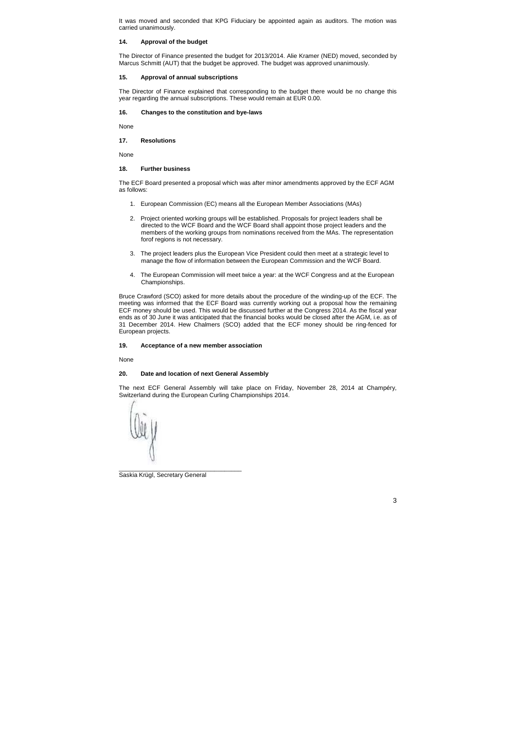It was moved and seconded that KPG Fiduciary be appointed again as auditors. The motion was carried unanimously.

### 14. Approval of the budget

The Director of Finance presented the budget for 2013/2014. Alie Kramer (NED) moved, seconded by Marcus Schmitt (AUT) that the budget be approved. The budget was approved unanimously.

### 15. Approval of annual subscriptions

The Director of Finance explained that corresponding to the budget there would be no change this year regarding the annual subscriptions. These would remain at EUR 0.00.

### 16. Changes to the constitution and bye-laws

None

### 17. Resolutions

None

### 18. Further business

The ECF Board presented a proposal which was after minor amendments approved by the ECF AGM as follows:

1. European Commission (EC) means all the European Member Associations (MAs)

2. Project oriented working groups will be established. Proposals for project leaders shall be directed to the WCF Board and the WCF Board shall appoint those project leaders and the members of the working groups from nominations received from the MAs. The representation forof regions is not necessary.

3. The project leaders plus the European Vice President could then meet at a strategic level to manage the flow of information between the European Commission and the WCF Board.

4. The European Commission will meet twice a year: at the WCF Congress and at the European Championships.

Bruce Crawford (SCO) asked for more details about the procedure of the winding-up of the ECF. The meeting was informed that the ECF Board was currently working out a proposal how the remaining ECF money should be used. This would be discussed further at the Congress 2014. As the fiscal year ends as of 30 June it was anticipated that the financial books would be closed after the AGM, i.e. as of 31 December 2014. Hew Chalmers (SCO) added that the ECF money should be ring-fenced for European projects.

### 19. Acceptance of a new member association

None

### 20. Date and location of next General Assembly

The next ECF General Assembly will take place on Friday, November 28, 2014 at Champéry, Switzerland during the European Curling Championships 2014.

\_\_\_\_\_\_\_\_\_\_\_\_\_\_\_\_\_\_\_\_\_\_\_\_\_\_\_\_\_\_\_\_\_\_\_\_

Saskia Krügl, Secretary General